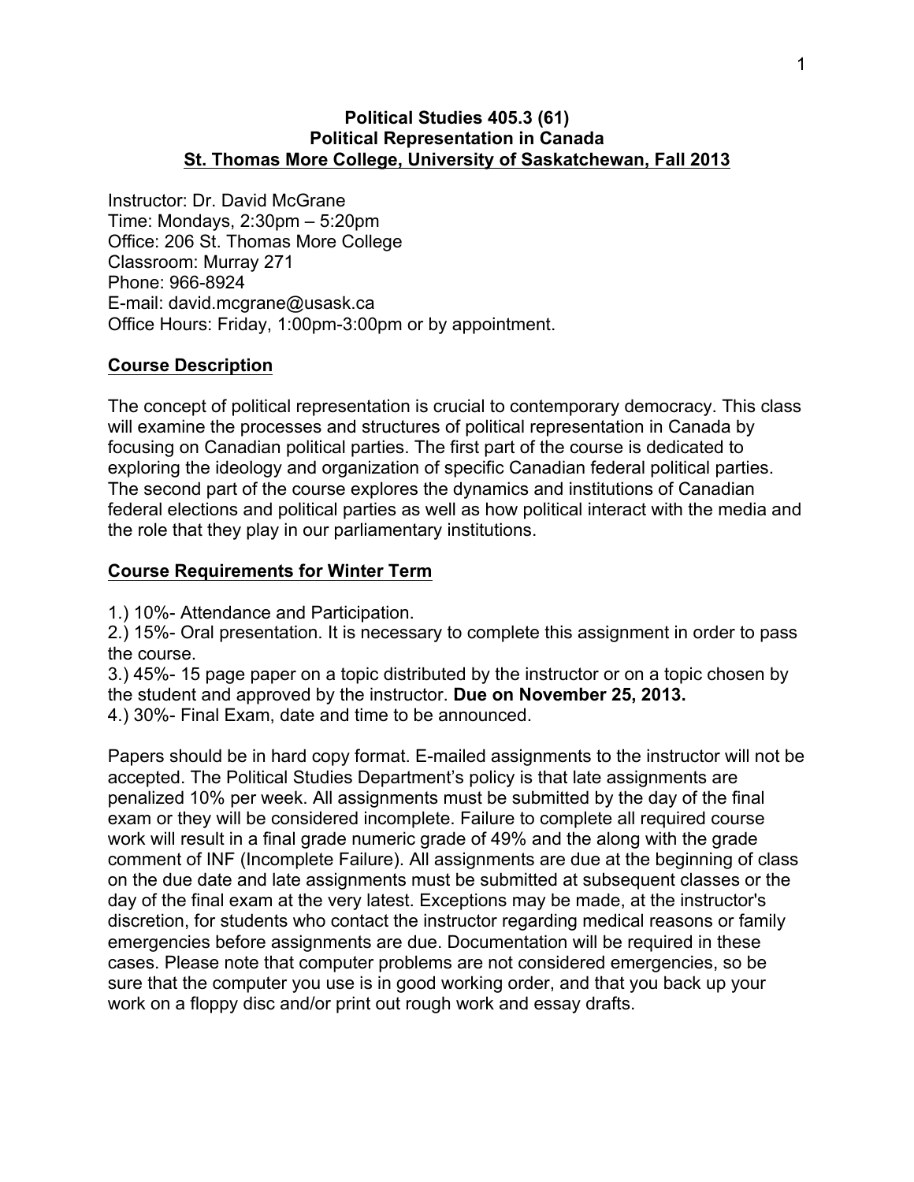**Political Studies 405.3 (61)**
**Political Representation in Canada**
**St. Thomas More College, University of Saskatchewan, Fall 2013**

Instructor: Dr. David McGrane
Time: Mondays, 2:30pm – 5:20pm
Office: 206 St. Thomas More College
Classroom: Murray 271
Phone: 966-8924
E-mail: david.mcgrane@usask.ca
Office Hours: Friday, 1:00pm-3:00pm or by appointment.

## Course Description

The concept of political representation is crucial to contemporary democracy. This class will examine the processes and structures of political representation in Canada by focusing on Canadian political parties. The first part of the course is dedicated to exploring the ideology and organization of specific Canadian federal political parties. The second part of the course explores the dynamics and institutions of Canadian federal elections and political parties as well as how political interact with the media and the role that they play in our parliamentary institutions.

## Course Requirements for Winter Term

1.) 10%- Attendance and Participation.
2.) 15%- Oral presentation. It is necessary to complete this assignment in order to pass the course.
3.) 45%- 15 page paper on a topic distributed by the instructor or on a topic chosen by the student and approved by the instructor. **Due on November 25, 2013.**
4.) 30%- Final Exam, date and time to be announced.

Papers should be in hard copy format. E-mailed assignments to the instructor will not be accepted. The Political Studies Department's policy is that late assignments are penalized 10% per week. All assignments must be submitted by the day of the final exam or they will be considered incomplete. Failure to complete all required course work will result in a final grade numeric grade of 49% and the along with the grade comment of INF (Incomplete Failure). All assignments are due at the beginning of class on the due date and late assignments must be submitted at subsequent classes or the day of the final exam at the very latest. Exceptions may be made, at the instructor's discretion, for students who contact the instructor regarding medical reasons or family emergencies before assignments are due. Documentation will be required in these cases. Please note that computer problems are not considered emergencies, so be sure that the computer you use is in good working order, and that you back up your work on a floppy disc and/or print out rough work and essay drafts.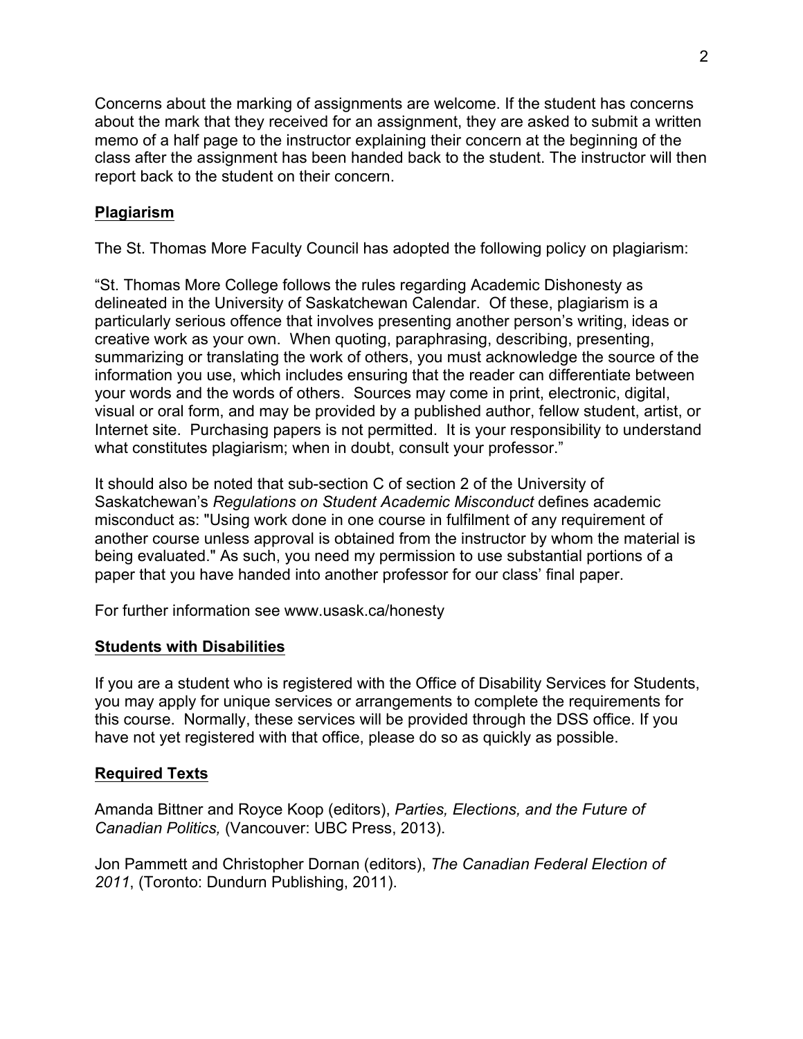Concerns about the marking of assignments are welcome. If the student has concerns about the mark that they received for an assignment, they are asked to submit a written memo of a half page to the instructor explaining their concern at the beginning of the class after the assignment has been handed back to the student. The instructor will then report back to the student on their concern.

## Plagiarism

The St. Thomas More Faculty Council has adopted the following policy on plagiarism:

"St. Thomas More College follows the rules regarding Academic Dishonesty as delineated in the University of Saskatchewan Calendar. Of these, plagiarism is a particularly serious offence that involves presenting another person's writing, ideas or creative work as your own. When quoting, paraphrasing, describing, presenting, summarizing or translating the work of others, you must acknowledge the source of the information you use, which includes ensuring that the reader can differentiate between your words and the words of others. Sources may come in print, electronic, digital, visual or oral form, and may be provided by a published author, fellow student, artist, or Internet site. Purchasing papers is not permitted. It is your responsibility to understand what constitutes plagiarism; when in doubt, consult your professor."

It should also be noted that sub-section C of section 2 of the University of Saskatchewan's *Regulations on Student Academic Misconduct* defines academic misconduct as: "Using work done in one course in fulfilment of any requirement of another course unless approval is obtained from the instructor by whom the material is being evaluated." As such, you need my permission to use substantial portions of a paper that you have handed into another professor for our class' final paper.

For further information see www.usask.ca/honesty

## Students with Disabilities

If you are a student who is registered with the Office of Disability Services for Students, you may apply for unique services or arrangements to complete the requirements for this course. Normally, these services will be provided through the DSS office. If you have not yet registered with that office, please do so as quickly as possible.

## Required Texts

Amanda Bittner and Royce Koop (editors), *Parties, Elections, and the Future of Canadian Politics,* (Vancouver: UBC Press, 2013).

Jon Pammett and Christopher Dornan (editors), *The Canadian Federal Election of 2011*, (Toronto: Dundurn Publishing, 2011).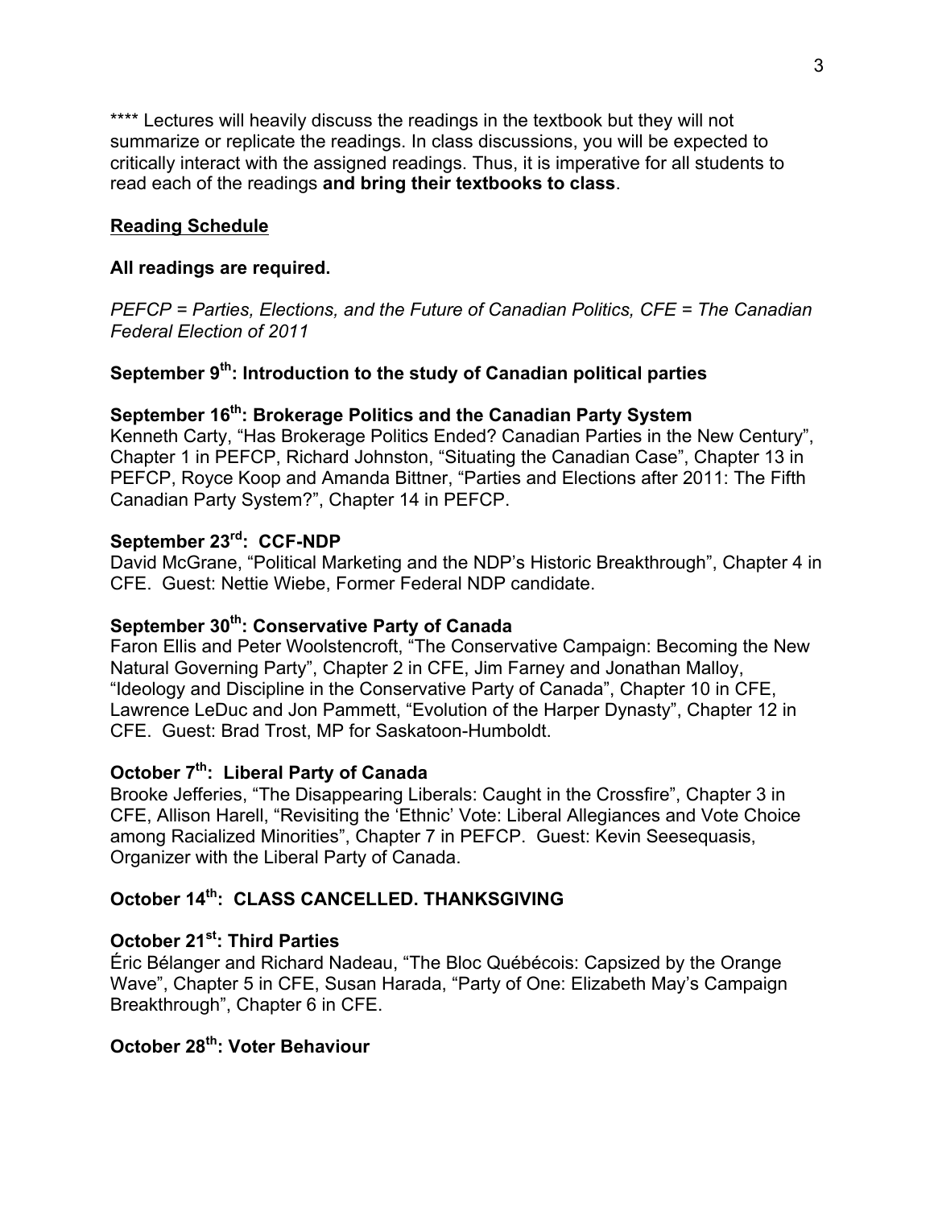**** Lectures will heavily discuss the readings in the textbook but they will not summarize or replicate the readings. In class discussions, you will be expected to critically interact with the assigned readings. Thus, it is imperative for all students to read each of the readings **and bring their textbooks to class**.

## Reading Schedule

**All readings are required.**

*PEFCP = Parties, Elections, and the Future of Canadian Politics, CFE = The Canadian Federal Election of 2011*

### September 9th: Introduction to the study of Canadian political parties

### September 16th: Brokerage Politics and the Canadian Party System

Kenneth Carty, "Has Brokerage Politics Ended? Canadian Parties in the New Century", Chapter 1 in PEFCP, Richard Johnston, "Situating the Canadian Case", Chapter 13 in PEFCP, Royce Koop and Amanda Bittner, "Parties and Elections after 2011: The Fifth Canadian Party System?", Chapter 14 in PEFCP.

### September 23rd: CCF-NDP

David McGrane, "Political Marketing and the NDP's Historic Breakthrough", Chapter 4 in CFE. Guest: Nettie Wiebe, Former Federal NDP candidate.

### September 30th: Conservative Party of Canada

Faron Ellis and Peter Woolstencroft, "The Conservative Campaign: Becoming the New Natural Governing Party", Chapter 2 in CFE, Jim Farney and Jonathan Malloy, "Ideology and Discipline in the Conservative Party of Canada", Chapter 10 in CFE, Lawrence LeDuc and Jon Pammett, "Evolution of the Harper Dynasty", Chapter 12 in CFE. Guest: Brad Trost, MP for Saskatoon-Humboldt.

### October 7th: Liberal Party of Canada

Brooke Jefferies, "The Disappearing Liberals: Caught in the Crossfire", Chapter 3 in CFE, Allison Harell, "Revisiting the 'Ethnic' Vote: Liberal Allegiances and Vote Choice among Racialized Minorities", Chapter 7 in PEFCP. Guest: Kevin Seesequasis, Organizer with the Liberal Party of Canada.

### October 14th: CLASS CANCELLED. THANKSGIVING

### October 21st: Third Parties

Éric Bélanger and Richard Nadeau, "The Bloc Québécois: Capsized by the Orange Wave", Chapter 5 in CFE, Susan Harada, "Party of One: Elizabeth May's Campaign Breakthrough", Chapter 6 in CFE.

### October 28th: Voter Behaviour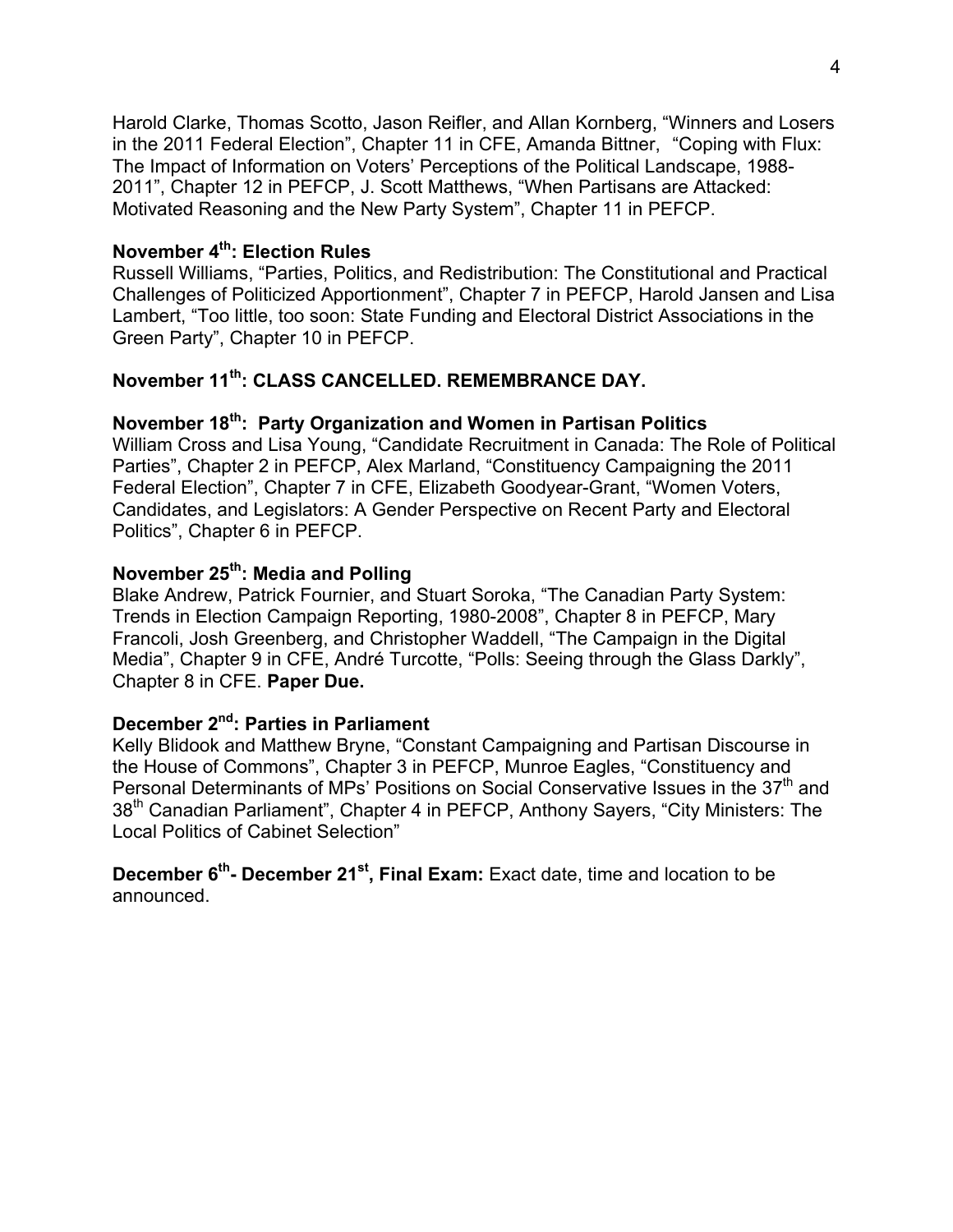Harold Clarke, Thomas Scotto, Jason Reifler, and Allan Kornberg, "Winners and Losers in the 2011 Federal Election", Chapter 11 in CFE, Amanda Bittner, "Coping with Flux: The Impact of Information on Voters' Perceptions of the Political Landscape, 1988-2011", Chapter 12 in PEFCP, J. Scott Matthews, "When Partisans are Attacked: Motivated Reasoning and the New Party System", Chapter 11 in PEFCP.

**November 4th: Election Rules**
Russell Williams, "Parties, Politics, and Redistribution: The Constitutional and Practical Challenges of Politicized Apportionment", Chapter 7 in PEFCP, Harold Jansen and Lisa Lambert, "Too little, too soon: State Funding and Electoral District Associations in the Green Party", Chapter 10 in PEFCP.

**November 11th: CLASS CANCELLED. REMEMBRANCE DAY.**

**November 18th: Party Organization and Women in Partisan Politics**
William Cross and Lisa Young, "Candidate Recruitment in Canada: The Role of Political Parties", Chapter 2 in PEFCP, Alex Marland, "Constituency Campaigning the 2011 Federal Election", Chapter 7 in CFE, Elizabeth Goodyear-Grant, "Women Voters, Candidates, and Legislators: A Gender Perspective on Recent Party and Electoral Politics", Chapter 6 in PEFCP.

**November 25th: Media and Polling**
Blake Andrew, Patrick Fournier, and Stuart Soroka, "The Canadian Party System: Trends in Election Campaign Reporting, 1980-2008", Chapter 8 in PEFCP, Mary Francoli, Josh Greenberg, and Christopher Waddell, "The Campaign in the Digital Media", Chapter 9 in CFE, André Turcotte, "Polls: Seeing through the Glass Darkly", Chapter 8 in CFE. **Paper Due.**

**December 2nd: Parties in Parliament**
Kelly Blidook and Matthew Bryne, "Constant Campaigning and Partisan Discourse in the House of Commons", Chapter 3 in PEFCP, Munroe Eagles, "Constituency and Personal Determinants of MPs' Positions on Social Conservative Issues in the 37th and 38th Canadian Parliament", Chapter 4 in PEFCP, Anthony Sayers, "City Ministers: The Local Politics of Cabinet Selection"

**December 6th- December 21st, Final Exam:** Exact date, time and location to be announced.